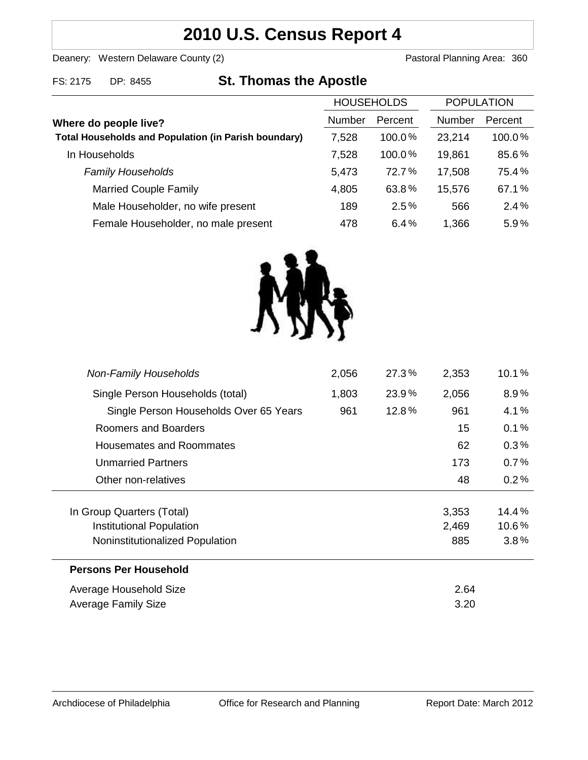# 2010 U.S. Census Report 4

Deanery: Western Delaware County (2)    Pastoral Planning Area: 360

FS: 2175    DP: 8455

## St. Thomas the Apostle

| Where do people live? | HOUSEHOLDS | | POPULATION | |
|---|---|---|---|---|
| | Number | Percent | Number | Percent |
| **Total Households and Population (in Parish boundary)** | 7,528 | 100.0% | 23,214 | 100.0% |
| In Households | 7,528 | 100.0% | 19,861 | 85.6% |
| *Family Households* | 5,473 | 72.7% | 17,508 | 75.4% |
| Married Couple Family | 4,805 | 63.8% | 15,576 | 67.1% |
| Male Householder, no wife present | 189 | 2.5% | 566 | 2.4% |
| Female Householder, no male present | 478 | 6.4% | 1,366 | 5.9% |
| *Non-Family Households* | 2,056 | 27.3% | 2,353 | 10.1% |
| Single Person Households (total) | 1,803 | 23.9% | 2,056 | 8.9% |
| Single Person Households Over 65 Years | 961 | 12.8% | 961 | 4.1% |
| Roomers and Boarders | | | 15 | 0.1% |
| Housemates and Roommates | | | 62 | 0.3% |
| Unmarried Partners | | | 173 | 0.7% |
| Other non-relatives | | | 48 | 0.2% |
| In Group Quarters (Total) | | | 3,353 | 14.4% |
| Institutional Population | | | 2,469 | 10.6% |
| Noninstitutionalized Population | | | 885 | 3.8% |

**Persons Per Household**

| | |
|---|---|
| Average Household Size | 2.64 |
| Average Family Size | 3.20 |

Archdiocese of Philadelphia    Office for Research and Planning    Report Date: March 2012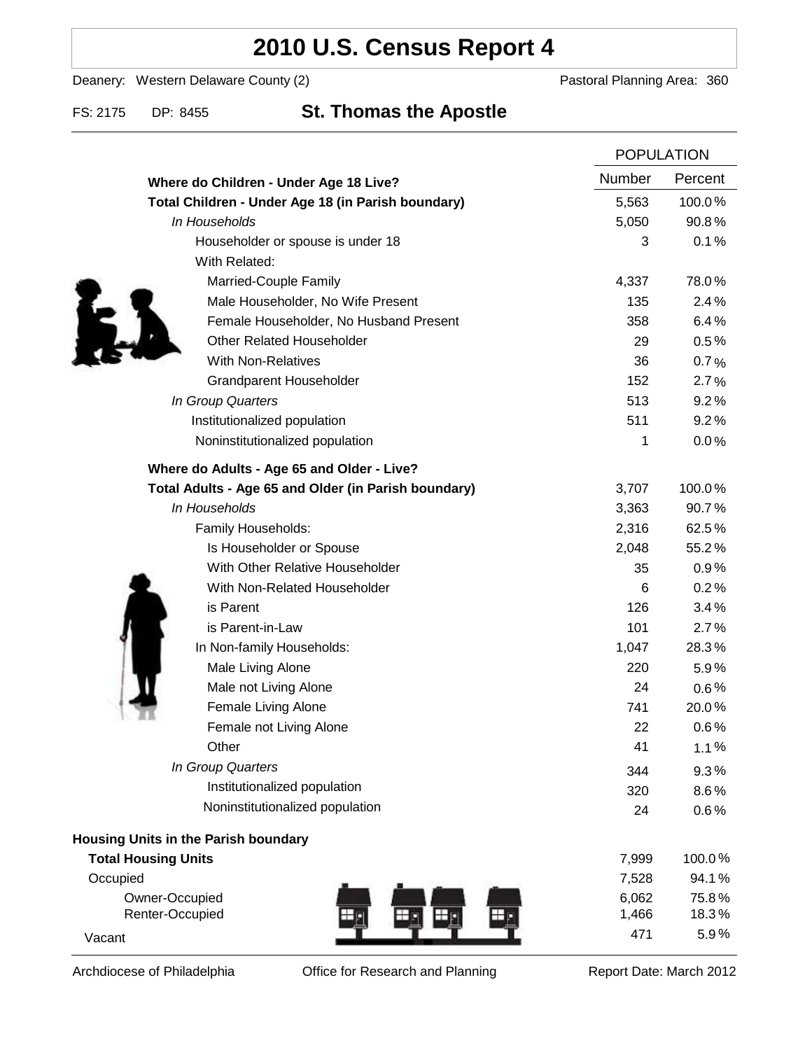# 2010 U.S. Census Report 4

Deanery: Western Delaware County (2) Pastoral Planning Area: 360

FS: 2175 DP: 8455 **St. Thomas the Apostle**

| | POPULATION | |
|---|---|---|
| | Number | Percent |
| **Where do Children - Under Age 18 Live?** | | |
| **Total Children - Under Age 18 (in Parish boundary)** | 5,563 | 100.0 % |
| *In Households* | 5,050 | 90.8 % |
| Householder or spouse is under 18 | 3 | 0.1 % |
| With Related: | | |
| Married-Couple Family | 4,337 | 78.0 % |
| Male Householder, No Wife Present | 135 | 2.4 % |
| Female Householder, No Husband Present | 358 | 6.4 % |
| Other Related Householder | 29 | 0.5 % |
| With Non-Relatives | 36 | 0.7 % |
| Grandparent Householder | 152 | 2.7 % |
| *In Group Quarters* | 513 | 9.2 % |
| Institutionalized population | 511 | 9.2 % |
| Noninstitutionalized population | 1 | 0.0 % |
| **Where do Adults - Age 65 and Older - Live?** | | |
| **Total Adults - Age 65 and Older (in Parish boundary)** | 3,707 | 100.0 % |
| *In Households* | 3,363 | 90.7 % |
| Family Households: | 2,316 | 62.5 % |
| Is Householder or Spouse | 2,048 | 55.2 % |
| With Other Relative Householder | 35 | 0.9 % |
| With Non-Related Householder | 6 | 0.2 % |
| is Parent | 126 | 3.4 % |
| is Parent-in-Law | 101 | 2.7 % |
| In Non-family Households: | 1,047 | 28.3 % |
| Male Living Alone | 220 | 5.9 % |
| Male not Living Alone | 24 | 0.6 % |
| Female Living Alone | 741 | 20.0 % |
| Female not Living Alone | 22 | 0.6 % |
| Other | 41 | 1.1 % |
| *In Group Quarters* | 344 | 9.3 % |
| Institutionalized population | 320 | 8.6 % |
| Noninstitutionalized population | 24 | 0.6 % |
| **Housing Units in the Parish boundary** | | |
| **Total Housing Units** | 7,999 | 100.0 % |
| Occupied | 7,528 | 94.1 % |
| Owner-Occupied | 6,062 | 75.8 % |
| Renter-Occupied | 1,466 | 18.3 % |
| Vacant | 471 | 5.9 % |

Archdiocese of Philadelphia Office for Research and Planning Report Date: March 2012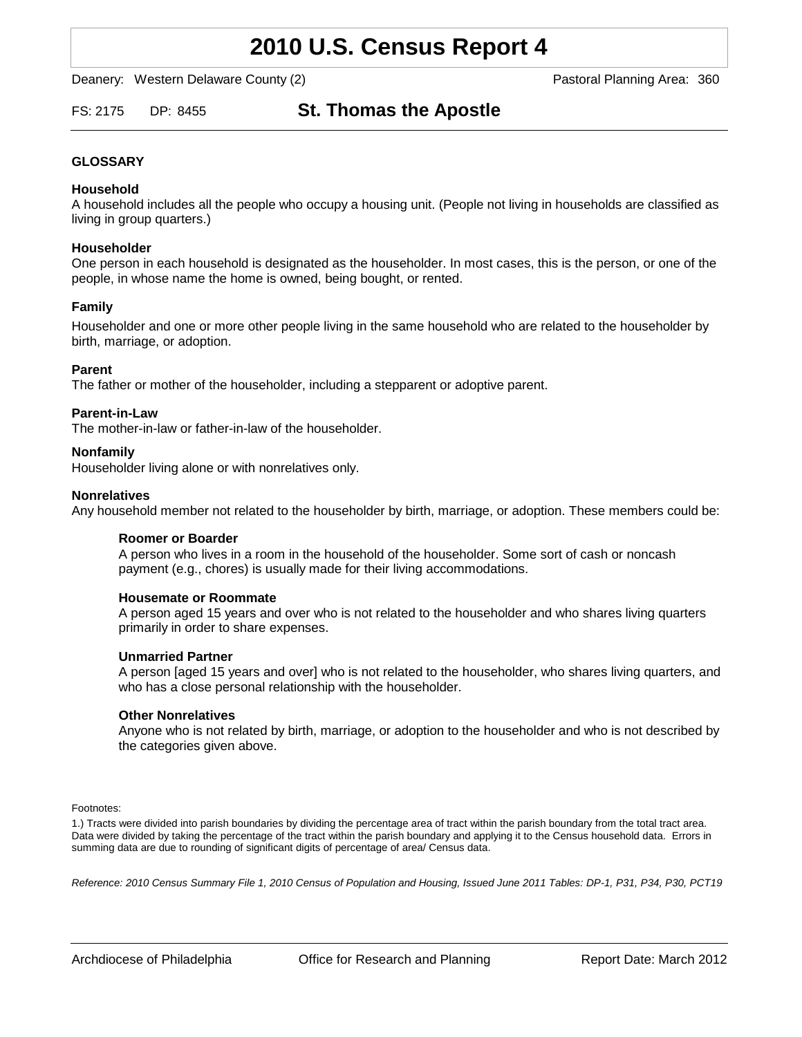# 2010 U.S. Census Report 4

Deanery: Western Delaware County (2) Pastoral Planning Area: 360

FS: 2175 DP: 8455 **St. Thomas the Apostle**

## GLOSSARY

**Household**
A household includes all the people who occupy a housing unit. (People not living in households are classified as living in group quarters.)

**Householder**
One person in each household is designated as the householder. In most cases, this is the person, or one of the people, in whose name the home is owned, being bought, or rented.

**Family**
Householder and one or more other people living in the same household who are related to the householder by birth, marriage, or adoption.

**Parent**
The father or mother of the householder, including a stepparent or adoptive parent.

**Parent-in-Law**
The mother-in-law or father-in-law of the householder.

**Nonfamily**
Householder living alone or with nonrelatives only.

**Nonrelatives**
Any household member not related to the householder by birth, marriage, or adoption. These members could be:

> **Roomer or Boarder**
> A person who lives in a room in the household of the householder. Some sort of cash or noncash payment (e.g., chores) is usually made for their living accommodations.
>
> **Housemate or Roommate**
> A person aged 15 years and over who is not related to the householder and who shares living quarters primarily in order to share expenses.
>
> **Unmarried Partner**
> A person [aged 15 years and over] who is not related to the householder, who shares living quarters, and who has a close personal relationship with the householder.
>
> **Other Nonrelatives**
> Anyone who is not related by birth, marriage, or adoption to the householder and who is not described by the categories given above.

Footnotes:

1.) Tracts were divided into parish boundaries by dividing the percentage area of tract within the parish boundary from the total tract area. Data were divided by taking the percentage of the tract within the parish boundary and applying it to the Census household data. Errors in summing data are due to rounding of significant digits of percentage of area/ Census data.

*Reference: 2010 Census Summary File 1, 2010 Census of Population and Housing, Issued June 2011 Tables: DP-1, P31, P34, P30, PCT19*

Archdiocese of Philadelphia Office for Research and Planning Report Date: March 2012